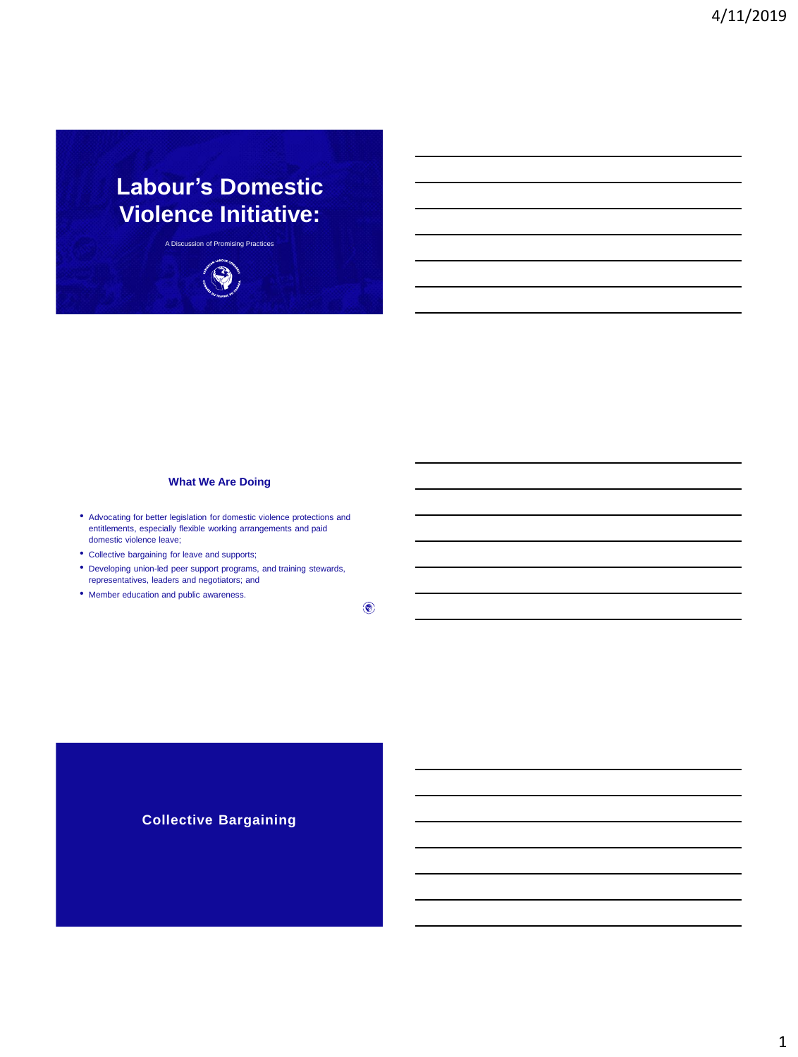# Labour's Domestic Violence Initiative:

A Discussion of Promising Practices

## What We Are Doing

- Advocating for better legislation for domestic violence protections and entitlements, especially flexible working arrangements and paid domestic violence leave;
- Collective bargaining for leave and supports;
- Developing union-led peer support programs, and training stewards, representatives, leaders and negotiators; and
- Member education and public awareness.

## Collective Bargaining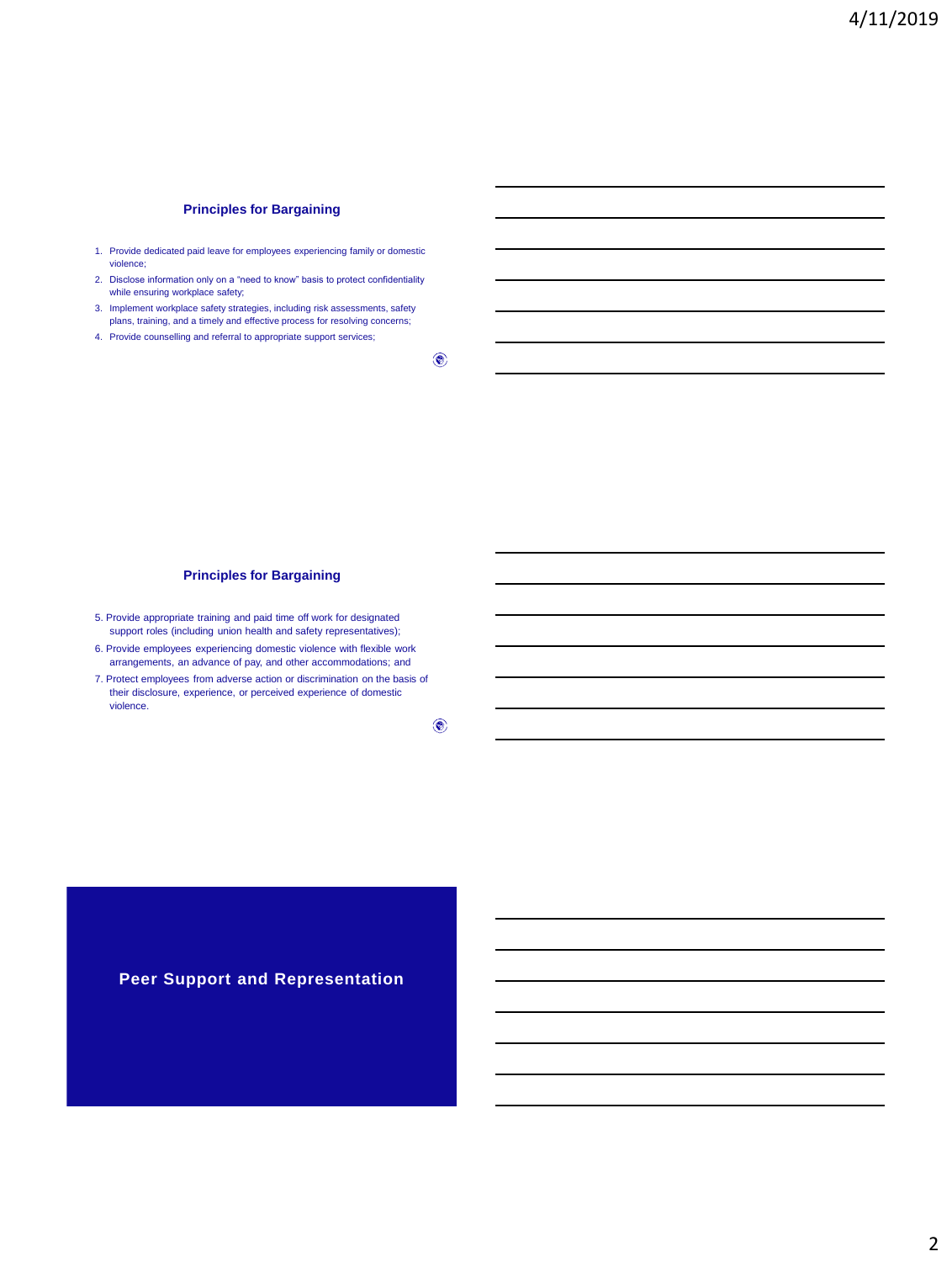## Principles for Bargaining

1. Provide dedicated paid leave for employees experiencing family or domestic violence;
2. Disclose information only on a "need to know" basis to protect confidentiality while ensuring workplace safety;
3. Implement workplace safety strategies, including risk assessments, safety plans, training, and a timely and effective process for resolving concerns;
4. Provide counselling and referral to appropriate support services;

## Principles for Bargaining

5. Provide appropriate training and paid time off work for designated support roles (including union health and safety representatives);
6. Provide employees experiencing domestic violence with flexible work arrangements, an advance of pay, and other accommodations; and
7. Protect employees from adverse action or discrimination on the basis of their disclosure, experience, or perceived experience of domestic violence.

## Peer Support and Representation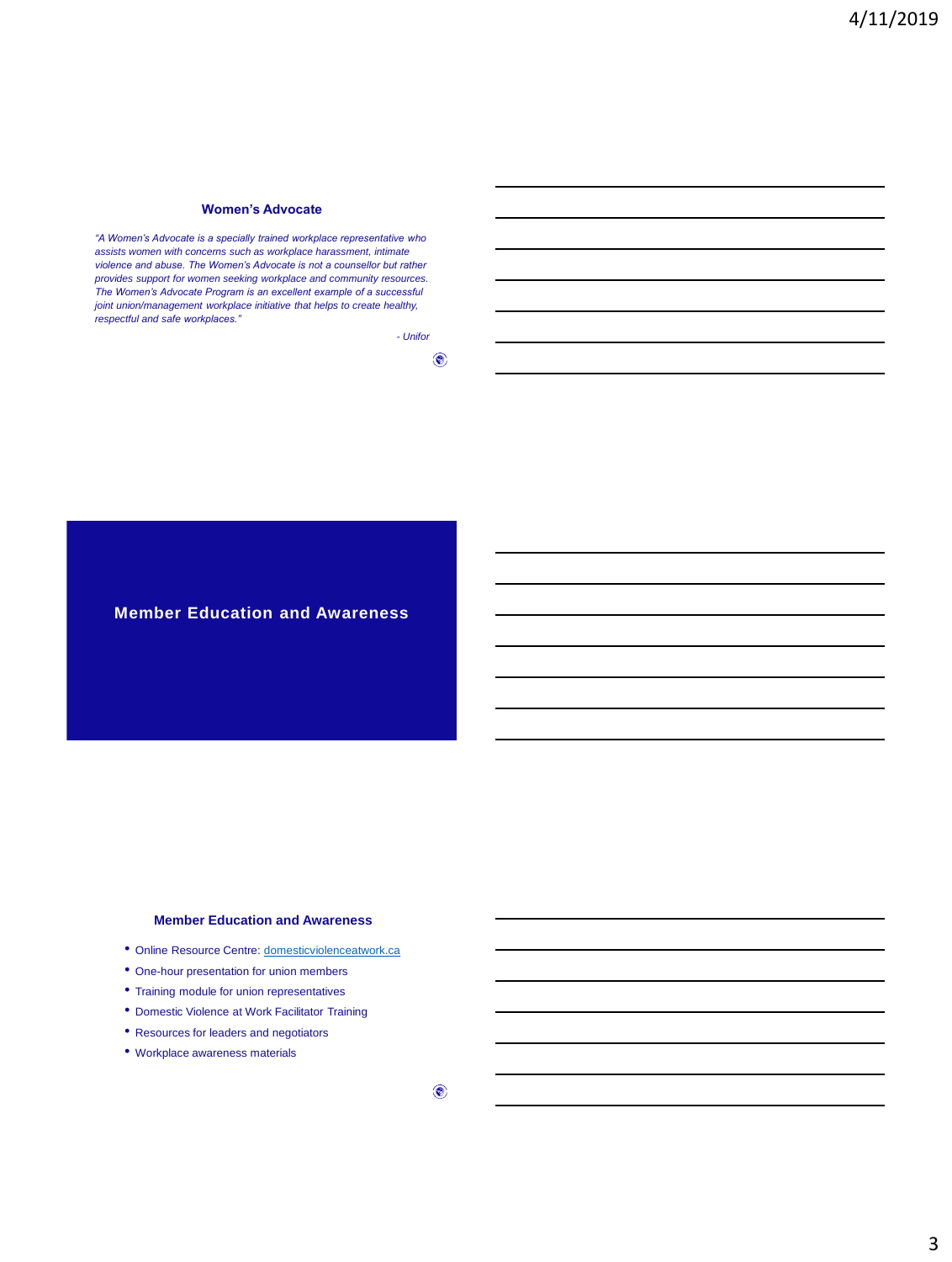## Women's Advocate

*"A Women's Advocate is a specially trained workplace representative who assists women with concerns such as workplace harassment, intimate violence and abuse. The Women's Advocate is not a counsellor but rather provides support for women seeking workplace and community resources. The Women's Advocate Program is an excellent example of a successful joint union/management workplace initiative that helps to create healthy, respectful and safe workplaces."*

*- Unifor*

## Member Education and Awareness

## Member Education and Awareness

- Online Resource Centre: domesticviolenceatwork.ca
- One-hour presentation for union members
- Training module for union representatives
- Domestic Violence at Work Facilitator Training
- Resources for leaders and negotiators
- Workplace awareness materials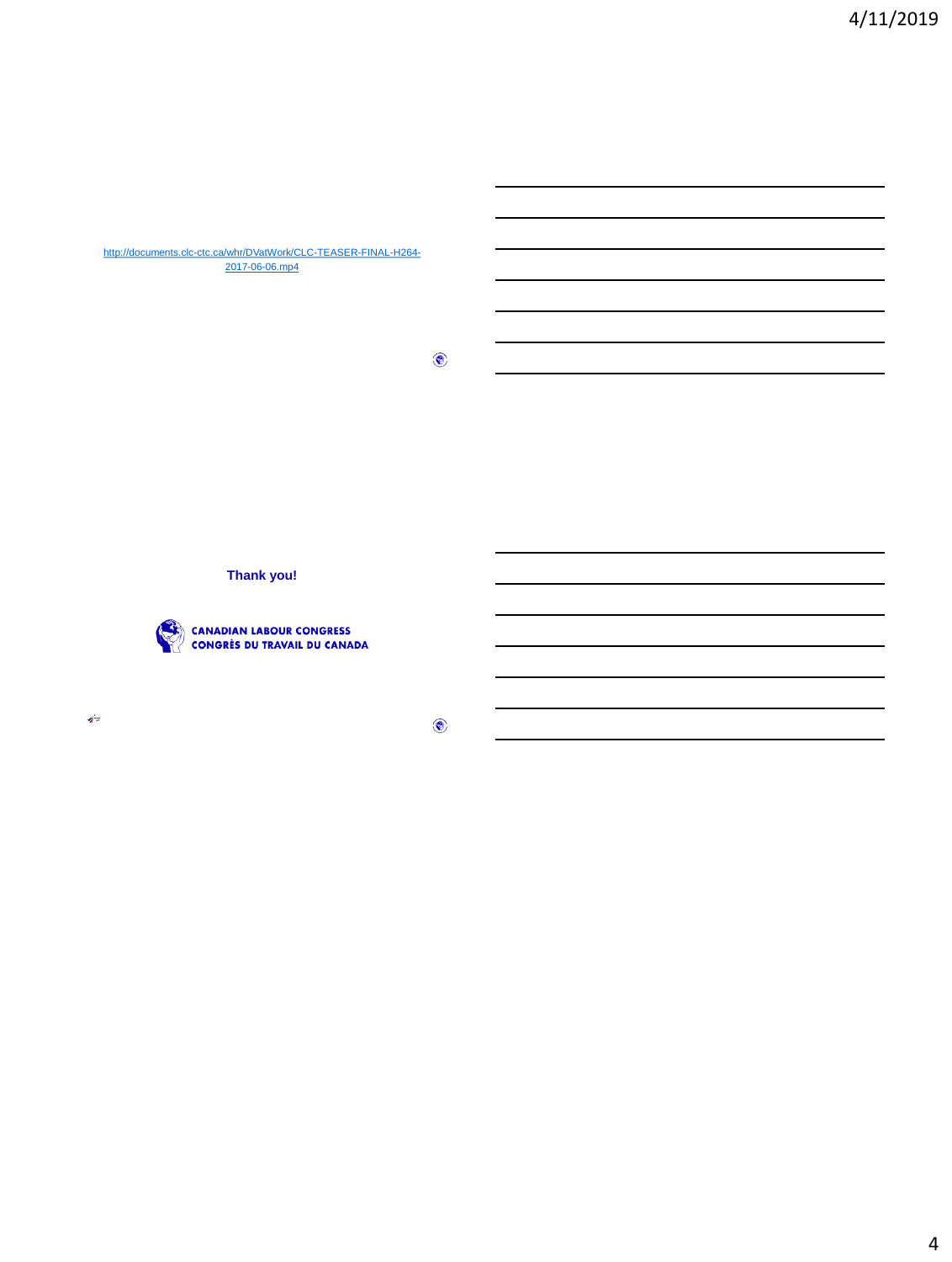http://documents.clc-ctc.ca/whr/DVatWork/CLC-TEASER-FINAL-H264-2017-06-06.mp4

**Thank you!**

CANADIAN LABOUR CONGRESS
CONGRÈS DU TRAVAIL DU CANADA